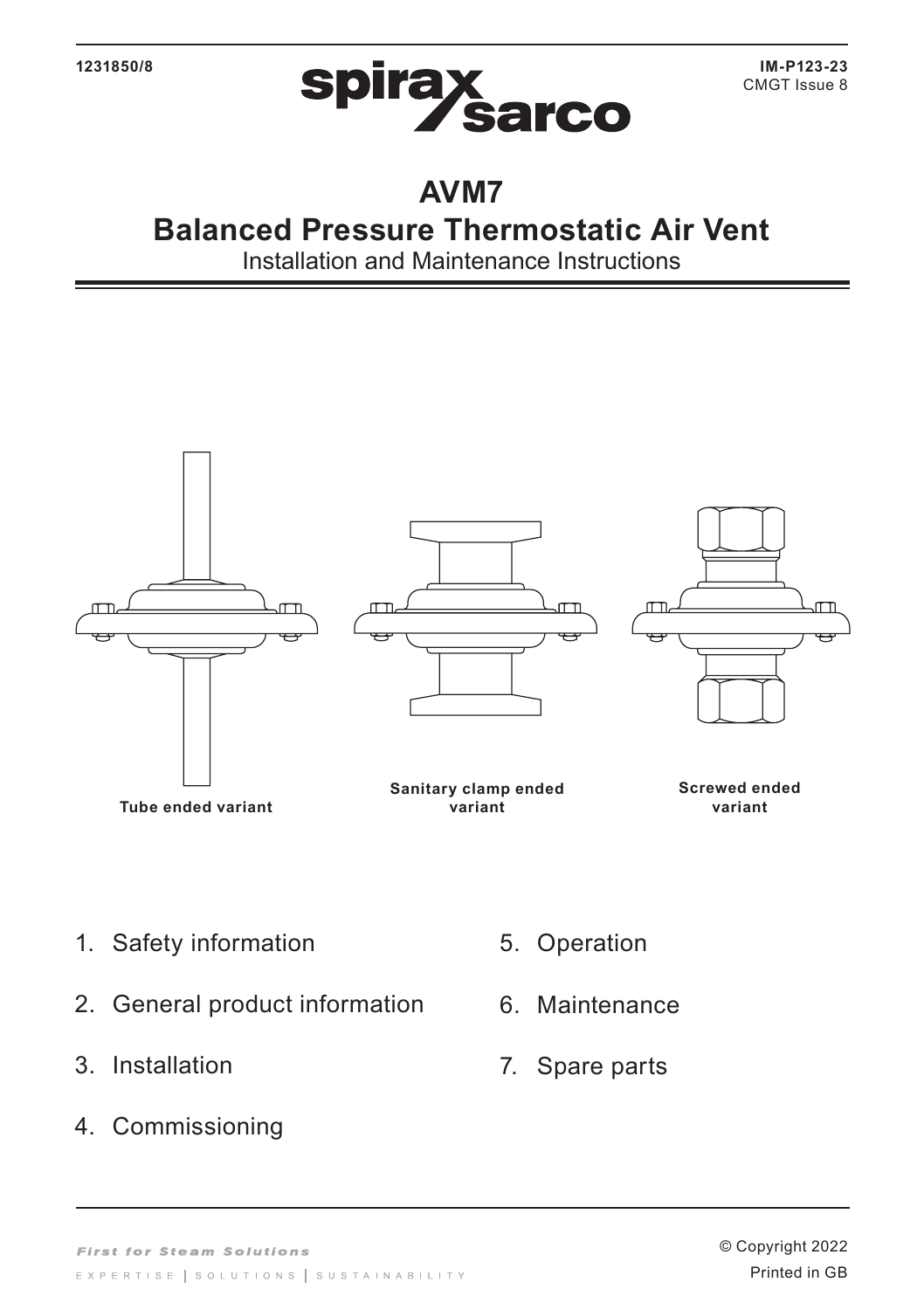1231850/8

spirax sarco

IM-P123-23
CMGT Issue 8

# AVM7
# Balanced Pressure Thermostatic Air Vent

Installation and Maintenance Instructions

Tube ended variant

Sanitary clamp ended variant

Screwed ended variant

1. Safety information
2. General product information
3. Installation
4. Commissioning
5. Operation
6. Maintenance
7. Spare parts

*First for Steam Solutions*

EXPERTISE | SOLUTIONS | SUSTAINABILITY

© Copyright 2022

Printed in GB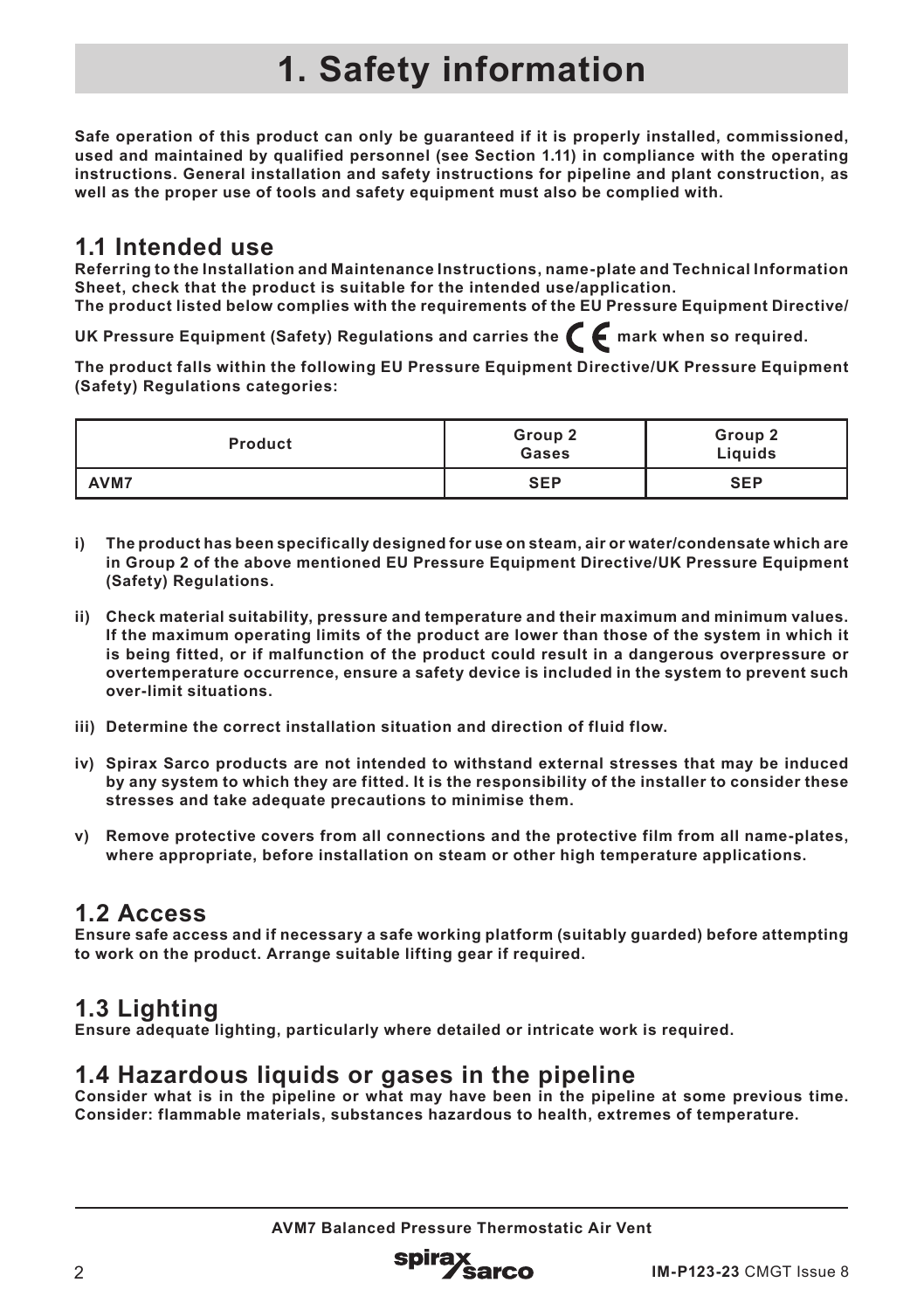# 1. Safety information

**Safe operation of this product can only be guaranteed if it is properly installed, commissioned, used and maintained by qualified personnel (see Section 1.11) in compliance with the operating instructions. General installation and safety instructions for pipeline and plant construction, as well as the proper use of tools and safety equipment must also be complied with.**

## 1.1 Intended use

**Referring to the Installation and Maintenance Instructions, name-plate and Technical Information Sheet, check that the product is suitable for the intended use/application.**

**The product listed below complies with the requirements of the EU Pressure Equipment Directive/ UK Pressure Equipment (Safety) Regulations and carries the CE mark when so required.**

**The product falls within the following EU Pressure Equipment Directive/UK Pressure Equipment (Safety) Regulations categories:**

| Product | Group 2 Gases | Group 2 Liquids |
|---|---|---|
| AVM7 | SEP | SEP |

**i) The product has been specifically designed for use on steam, air or water/condensate which are in Group 2 of the above mentioned EU Pressure Equipment Directive/UK Pressure Equipment (Safety) Regulations.**

**ii) Check material suitability, pressure and temperature and their maximum and minimum values. If the maximum operating limits of the product are lower than those of the system in which it is being fitted, or if malfunction of the product could result in a dangerous overpressure or overtemperature occurrence, ensure a safety device is included in the system to prevent such over-limit situations.**

**iii) Determine the correct installation situation and direction of fluid flow.**

**iv) Spirax Sarco products are not intended to withstand external stresses that may be induced by any system to which they are fitted. It is the responsibility of the installer to consider these stresses and take adequate precautions to minimise them.**

**v) Remove protective covers from all connections and the protective film from all name-plates, where appropriate, before installation on steam or other high temperature applications.**

## 1.2 Access

**Ensure safe access and if necessary a safe working platform (suitably guarded) before attempting to work on the product. Arrange suitable lifting gear if required.**

## 1.3 Lighting

**Ensure adequate lighting, particularly where detailed or intricate work is required.**

## 1.4 Hazardous liquids or gases in the pipeline

**Consider what is in the pipeline or what may have been in the pipeline at some previous time. Consider: flammable materials, substances hazardous to health, extremes of temperature.**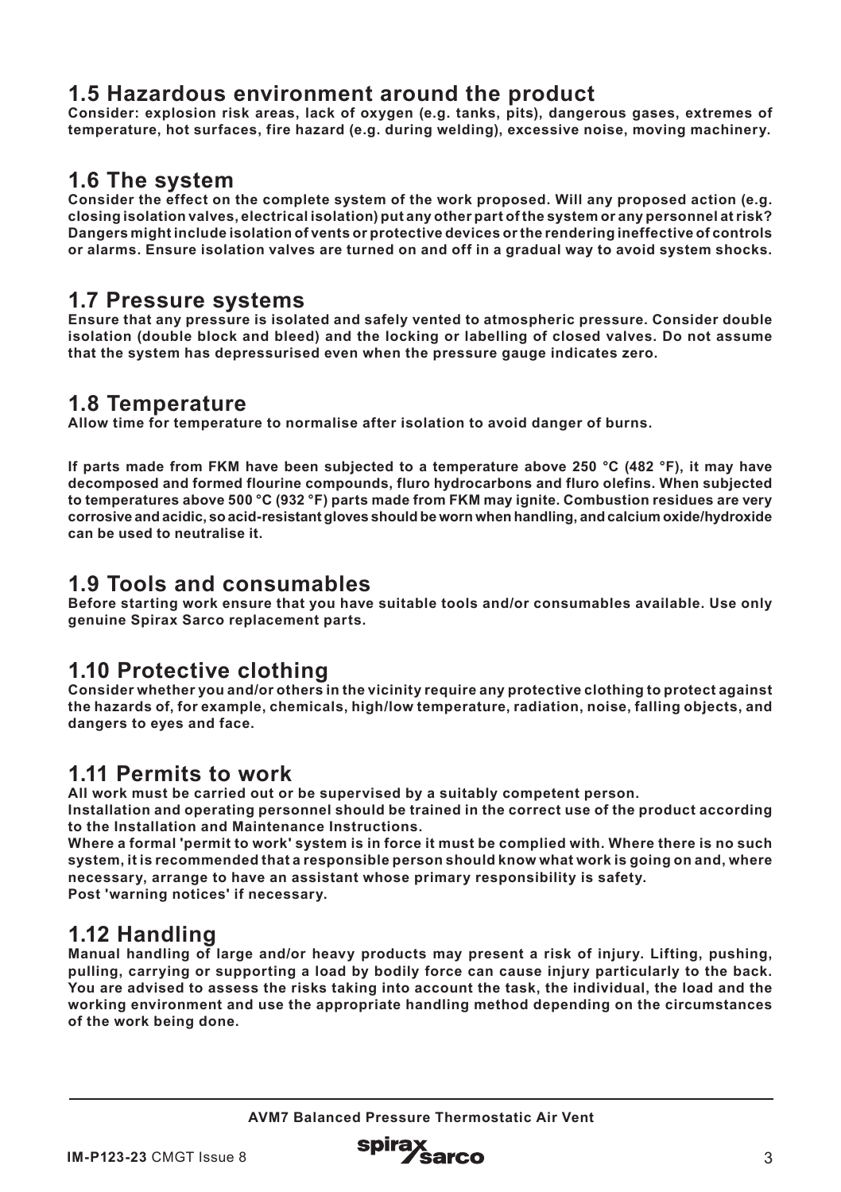## 1.5 Hazardous environment around the product

**Consider: explosion risk areas, lack of oxygen (e.g. tanks, pits), dangerous gases, extremes of temperature, hot surfaces, fire hazard (e.g. during welding), excessive noise, moving machinery.**

## 1.6 The system

**Consider the effect on the complete system of the work proposed. Will any proposed action (e.g. closing isolation valves, electrical isolation) put any other part of the system or any personnel at risk? Dangers might include isolation of vents or protective devices or the rendering ineffective of controls or alarms. Ensure isolation valves are turned on and off in a gradual way to avoid system shocks.**

## 1.7 Pressure systems

**Ensure that any pressure is isolated and safely vented to atmospheric pressure. Consider double isolation (double block and bleed) and the locking or labelling of closed valves. Do not assume that the system has depressurised even when the pressure gauge indicates zero.**

## 1.8 Temperature

**Allow time for temperature to normalise after isolation to avoid danger of burns.**

**If parts made from FKM have been subjected to a temperature above 250 °C (482 °F), it may have decomposed and formed flourine compounds, fluro hydrocarbons and fluro olefins. When subjected to temperatures above 500 °C (932 °F) parts made from FKM may ignite. Combustion residues are very corrosive and acidic, so acid-resistant gloves should be worn when handling, and calcium oxide/hydroxide can be used to neutralise it.**

## 1.9 Tools and consumables

**Before starting work ensure that you have suitable tools and/or consumables available. Use only genuine Spirax Sarco replacement parts.**

## 1.10 Protective clothing

**Consider whether you and/or others in the vicinity require any protective clothing to protect against the hazards of, for example, chemicals, high/low temperature, radiation, noise, falling objects, and dangers to eyes and face.**

## 1.11 Permits to work

**All work must be carried out or be supervised by a suitably competent person.**
**Installation and operating personnel should be trained in the correct use of the product according to the Installation and Maintenance Instructions.**
**Where a formal 'permit to work' system is in force it must be complied with. Where there is no such system, it is recommended that a responsible person should know what work is going on and, where necessary, arrange to have an assistant whose primary responsibility is safety.**
**Post 'warning notices' if necessary.**

## 1.12 Handling

**Manual handling of large and/or heavy products may present a risk of injury. Lifting, pushing, pulling, carrying or supporting a load by bodily force can cause injury particularly to the back. You are advised to assess the risks taking into account the task, the individual, the load and the working environment and use the appropriate handling method depending on the circumstances of the work being done.**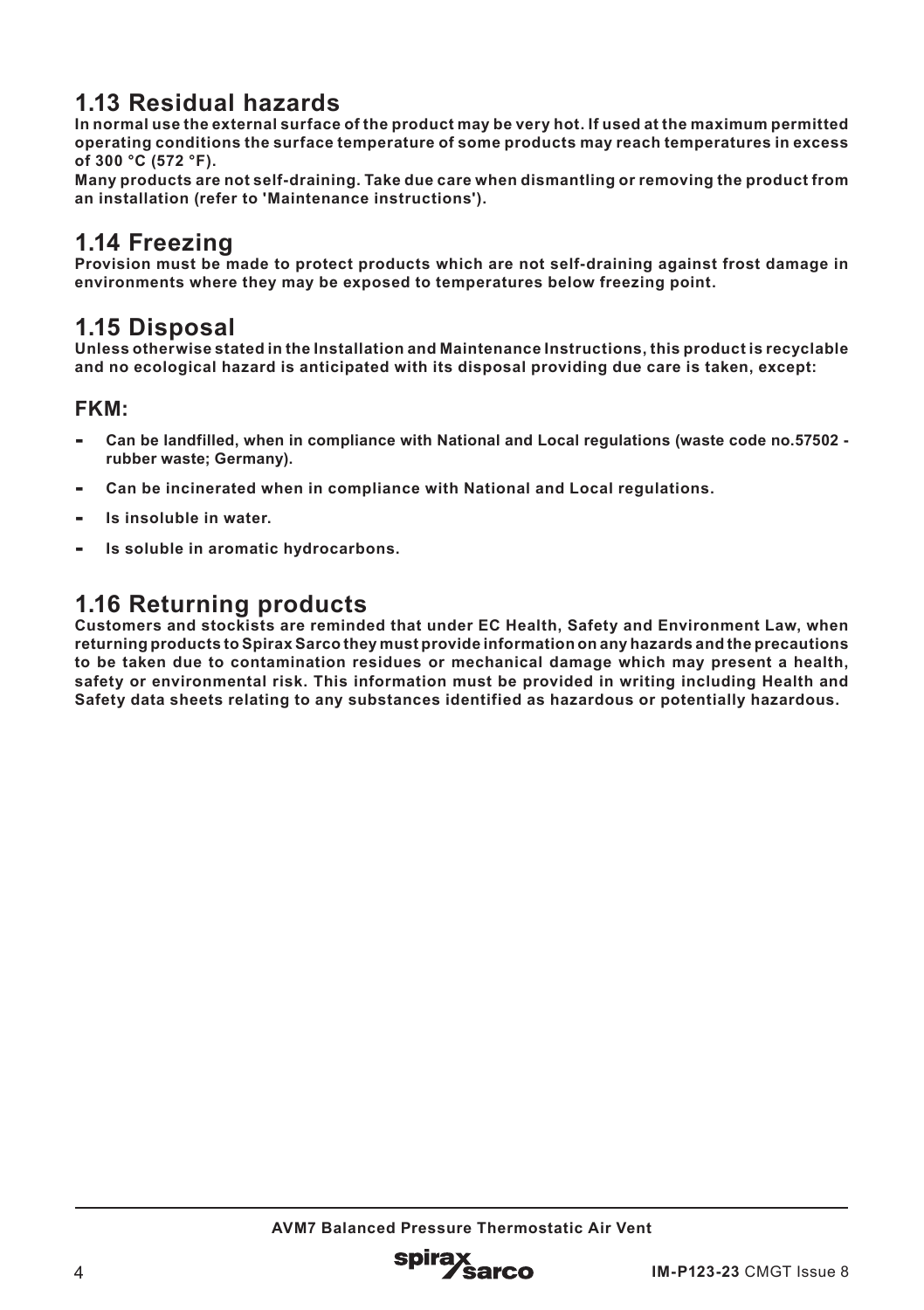## 1.13 Residual hazards

**In normal use the external surface of the product may be very hot. If used at the maximum permitted operating conditions the surface temperature of some products may reach temperatures in excess of 300 °C (572 °F).**

**Many products are not self-draining. Take due care when dismantling or removing the product from an installation (refer to 'Maintenance instructions').**

## 1.14 Freezing

**Provision must be made to protect products which are not self-draining against frost damage in environments where they may be exposed to temperatures below freezing point.**

## 1.15 Disposal

**Unless otherwise stated in the Installation and Maintenance Instructions, this product is recyclable and no ecological hazard is anticipated with its disposal providing due care is taken, except:**

### FKM:

- **Can be landfilled, when in compliance with National and Local regulations (waste code no.57502 - rubber waste; Germany).**
- **Can be incinerated when in compliance with National and Local regulations.**
- **Is insoluble in water.**
- **Is soluble in aromatic hydrocarbons.**

## 1.16 Returning products

**Customers and stockists are reminded that under EC Health, Safety and Environment Law, when returning products to Spirax Sarco they must provide information on any hazards and the precautions to be taken due to contamination residues or mechanical damage which may present a health, safety or environmental risk. This information must be provided in writing including Health and Safety data sheets relating to any substances identified as hazardous or potentially hazardous.**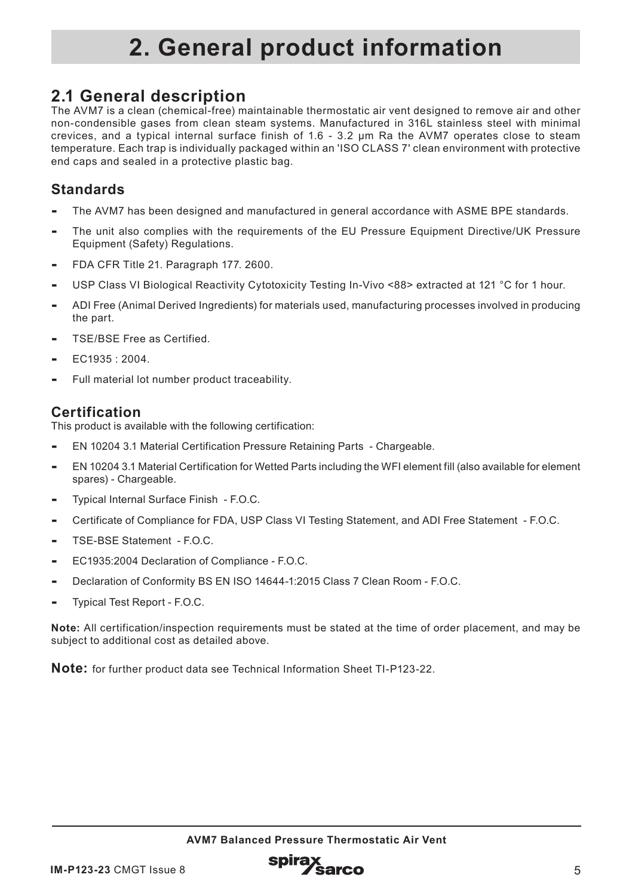# 2. General product information

## 2.1 General description

The AVM7 is a clean (chemical-free) maintainable thermostatic air vent designed to remove air and other non-condensible gases from clean steam systems. Manufactured in 316L stainless steel with minimal crevices, and a typical internal surface finish of 1.6 - 3.2 µm Ra the AVM7 operates close to steam temperature. Each trap is individually packaged within an 'ISO CLASS 7' clean environment with protective end caps and sealed in a protective plastic bag.

### Standards

- The AVM7 has been designed and manufactured in general accordance with ASME BPE standards.
- The unit also complies with the requirements of the EU Pressure Equipment Directive/UK Pressure Equipment (Safety) Regulations.
- FDA CFR Title 21. Paragraph 177. 2600.
- USP Class VI Biological Reactivity Cytotoxicity Testing In-Vivo <88> extracted at 121 °C for 1 hour.
- ADI Free (Animal Derived Ingredients) for materials used, manufacturing processes involved in producing the part.
- TSE/BSE Free as Certified.
- EC1935 : 2004.
- Full material lot number product traceability.

### Certification

This product is available with the following certification:

- EN 10204 3.1 Material Certification Pressure Retaining Parts - Chargeable.
- EN 10204 3.1 Material Certification for Wetted Parts including the WFI element fill (also available for element spares) - Chargeable.
- Typical Internal Surface Finish - F.O.C.
- Certificate of Compliance for FDA, USP Class VI Testing Statement, and ADI Free Statement - F.O.C.
- TSE-BSE Statement - F.O.C.
- EC1935:2004 Declaration of Compliance - F.O.C.
- Declaration of Conformity BS EN ISO 14644-1:2015 Class 7 Clean Room - F.O.C.
- Typical Test Report - F.O.C.

**Note:** All certification/inspection requirements must be stated at the time of order placement, and may be subject to additional cost as detailed above.

**Note:** for further product data see Technical Information Sheet TI-P123-22.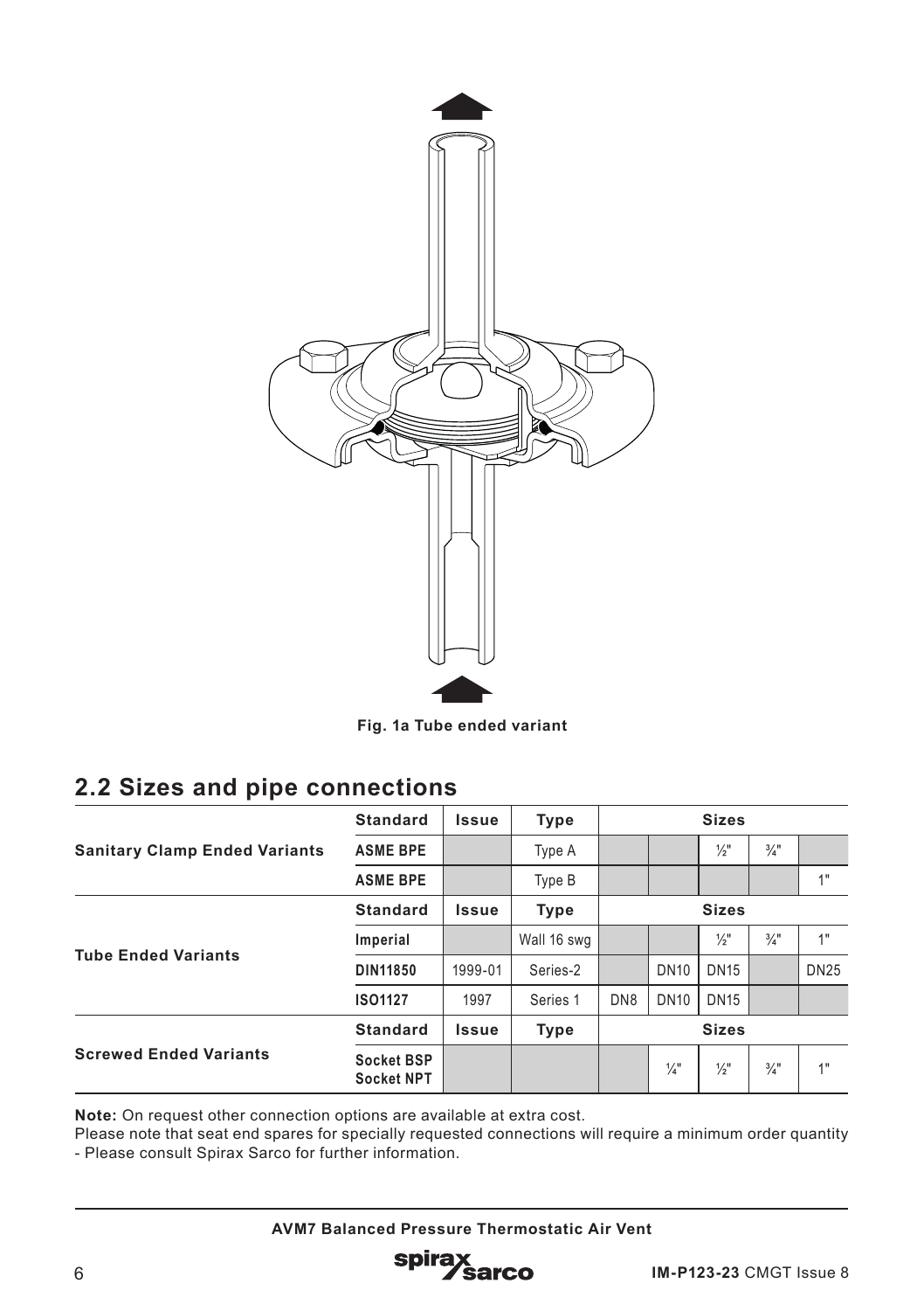Fig. 1a Tube ended variant

## 2.2 Sizes and pipe connections

| | Standard | Issue | Type | Sizes | | | | |
|---|---|---|---|---|---|---|---|---|
| **Sanitary Clamp Ended Variants** | **ASME BPE** | | Type A | | | ½" | ¾" | |
| | **ASME BPE** | | Type B | | | | | 1" |
| | **Standard** | **Issue** | **Type** | **Sizes** | | | | |
| **Tube Ended Variants** | **Imperial** | | Wall 16 swg | | | ½" | ¾" | 1" |
| | **DIN11850** | 1999-01 | Series-2 | | DN10 | DN15 | | DN25 |
| | **ISO1127** | 1997 | Series 1 | DN8 | DN10 | DN15 | | |
| | **Standard** | **Issue** | **Type** | **Sizes** | | | | |
| **Screwed Ended Variants** | **Socket BSP Socket NPT** | | | | ¼" | ½" | ¾" | 1" |

**Note:** On request other connection options are available at extra cost.
Please note that seat end spares for specially requested connections will require a minimum order quantity - Please consult Spirax Sarco for further information.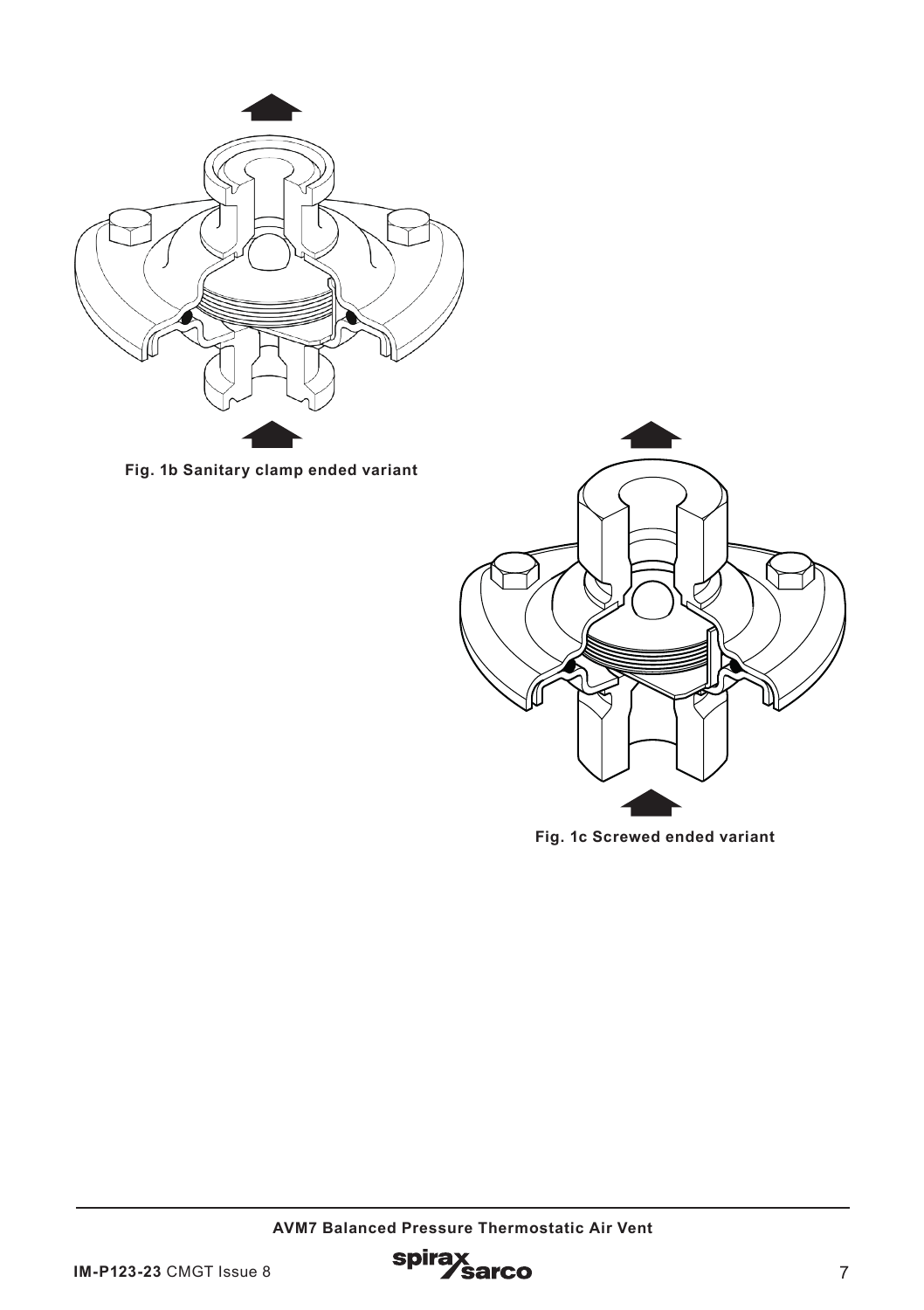Fig. 1b Sanitary clamp ended variant

Fig. 1c Screwed ended variant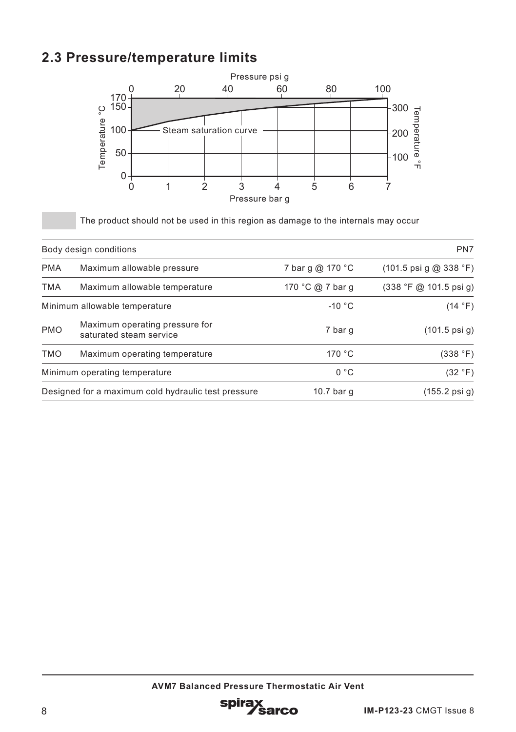## 2.3 Pressure/temperature limits

Pressure psi g

Temperature °C

Temperature °F

Steam saturation curve

Pressure bar g

The product should not be used in this region as damage to the internals may occur

| Body design conditions | | | PN7 |
|---|---|---|---|
| PMA | Maximum allowable pressure | 7 bar g @ 170 °C | (101.5 psi g @ 338 °F) |
| TMA | Maximum allowable temperature | 170 °C @ 7 bar g | (338 °F @ 101.5 psi g) |
| Minimum allowable temperature | | -10 °C | (14 °F) |
| PMO | Maximum operating pressure for saturated steam service | 7 bar g | (101.5 psi g) |
| TMO | Maximum operating temperature | 170 °C | (338 °F) |
| Minimum operating temperature | | 0 °C | (32 °F) |
| Designed for a maximum cold hydraulic test pressure | | 10.7 bar g | (155.2 psi g) |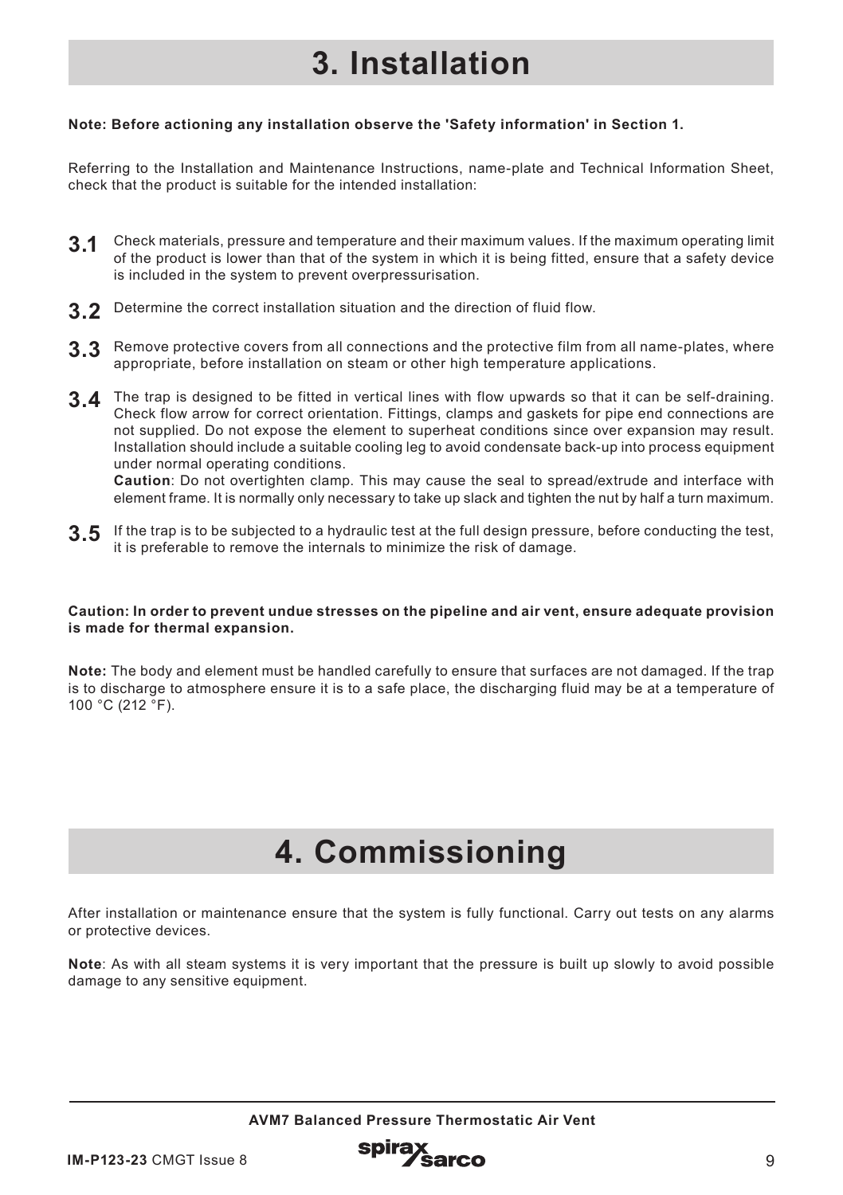# 3. Installation

**Note: Before actioning any installation observe the 'Safety information' in Section 1.**

Referring to the Installation and Maintenance Instructions, name-plate and Technical Information Sheet, check that the product is suitable for the intended installation:

**3.1** Check materials, pressure and temperature and their maximum values. If the maximum operating limit of the product is lower than that of the system in which it is being fitted, ensure that a safety device is included in the system to prevent overpressurisation.

**3.2** Determine the correct installation situation and the direction of fluid flow.

**3.3** Remove protective covers from all connections and the protective film from all name-plates, where appropriate, before installation on steam or other high temperature applications.

**3.4** The trap is designed to be fitted in vertical lines with flow upwards so that it can be self-draining. Check flow arrow for correct orientation. Fittings, clamps and gaskets for pipe end connections are not supplied. Do not expose the element to superheat conditions since over expansion may result. Installation should include a suitable cooling leg to avoid condensate back-up into process equipment under normal operating conditions.
**Caution**: Do not overtighten clamp. This may cause the seal to spread/extrude and interface with element frame. It is normally only necessary to take up slack and tighten the nut by half a turn maximum.

**3.5** If the trap is to be subjected to a hydraulic test at the full design pressure, before conducting the test, it is preferable to remove the internals to minimize the risk of damage.

**Caution: In order to prevent undue stresses on the pipeline and air vent, ensure adequate provision is made for thermal expansion.**

**Note:** The body and element must be handled carefully to ensure that surfaces are not damaged. If the trap is to discharge to atmosphere ensure it is to a safe place, the discharging fluid may be at a temperature of 100 °C (212 °F).

# 4. Commissioning

After installation or maintenance ensure that the system is fully functional. Carry out tests on any alarms or protective devices.

**Note**: As with all steam systems it is very important that the pressure is built up slowly to avoid possible damage to any sensitive equipment.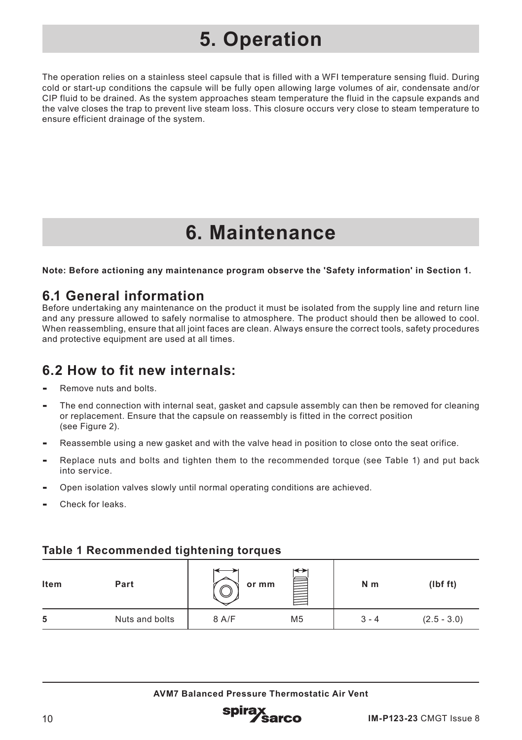# 5. Operation

The operation relies on a stainless steel capsule that is filled with a WFI temperature sensing fluid. During cold or start-up conditions the capsule will be fully open allowing large volumes of air, condensate and/or CIP fluid to be drained. As the system approaches steam temperature the fluid in the capsule expands and the valve closes the trap to prevent live steam loss. This closure occurs very close to steam temperature to ensure efficient drainage of the system.

# 6. Maintenance

**Note: Before actioning any maintenance program observe the 'Safety information' in Section 1.**

## 6.1 General information

Before undertaking any maintenance on the product it must be isolated from the supply line and return line and any pressure allowed to safely normalise to atmosphere. The product should then be allowed to cool. When reassembling, ensure that all joint faces are clean. Always ensure the correct tools, safety procedures and protective equipment are used at all times.

## 6.2 How to fit new internals:

- Remove nuts and bolts.
- The end connection with internal seat, gasket and capsule assembly can then be removed for cleaning or replacement. Ensure that the capsule on reassembly is fitted in the correct position (see Figure 2).
- Reassemble using a new gasket and with the valve head in position to close onto the seat orifice.
- Replace nuts and bolts and tighten them to the recommended torque (see Table 1) and put back into service.
- Open isolation valves slowly until normal operating conditions are achieved.
- Check for leaks.

### Table 1 Recommended tightening torques

| Item | Part | (A/F) or mm | | N m | (lbf ft) |
|---|---|---|---|---|---|
| 5 | Nuts and bolts | 8 A/F | M5 | 3 - 4 | (2.5 - 3.0) |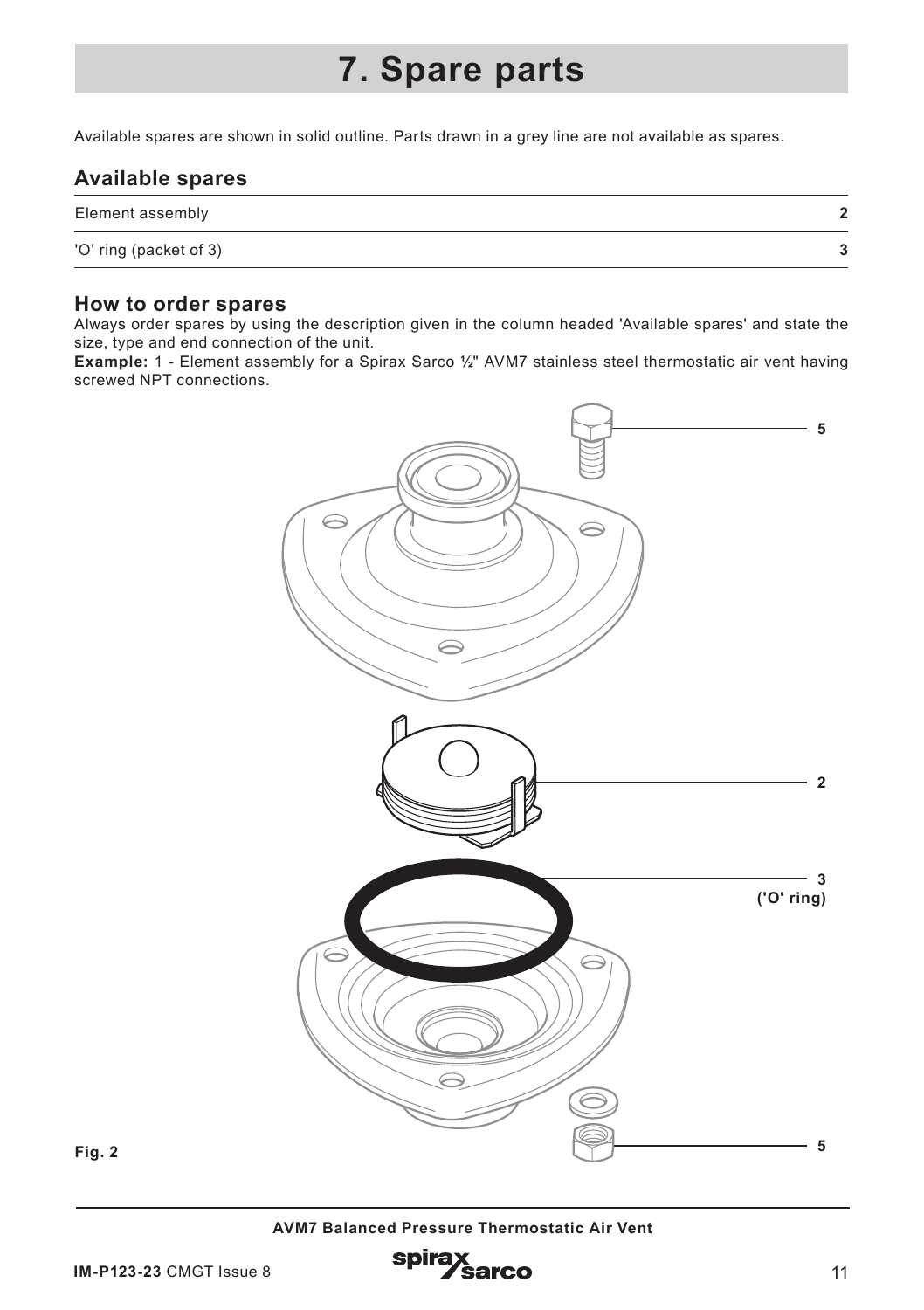# 7. Spare parts

Available spares are shown in solid outline. Parts drawn in a grey line are not available as spares.

## Available spares

| | |
|---|---|
| Element assembly | **2** |
| 'O' ring (packet of 3) | **3** |

## How to order spares

Always order spares by using the description given in the column headed 'Available spares' and state the size, type and end connection of the unit.

**Example:** 1 - Element assembly for a Spirax Sarco ½" AVM7 stainless steel thermostatic air vent having screwed NPT connections.

5

2

3
('O' ring)

5

**Fig. 2**